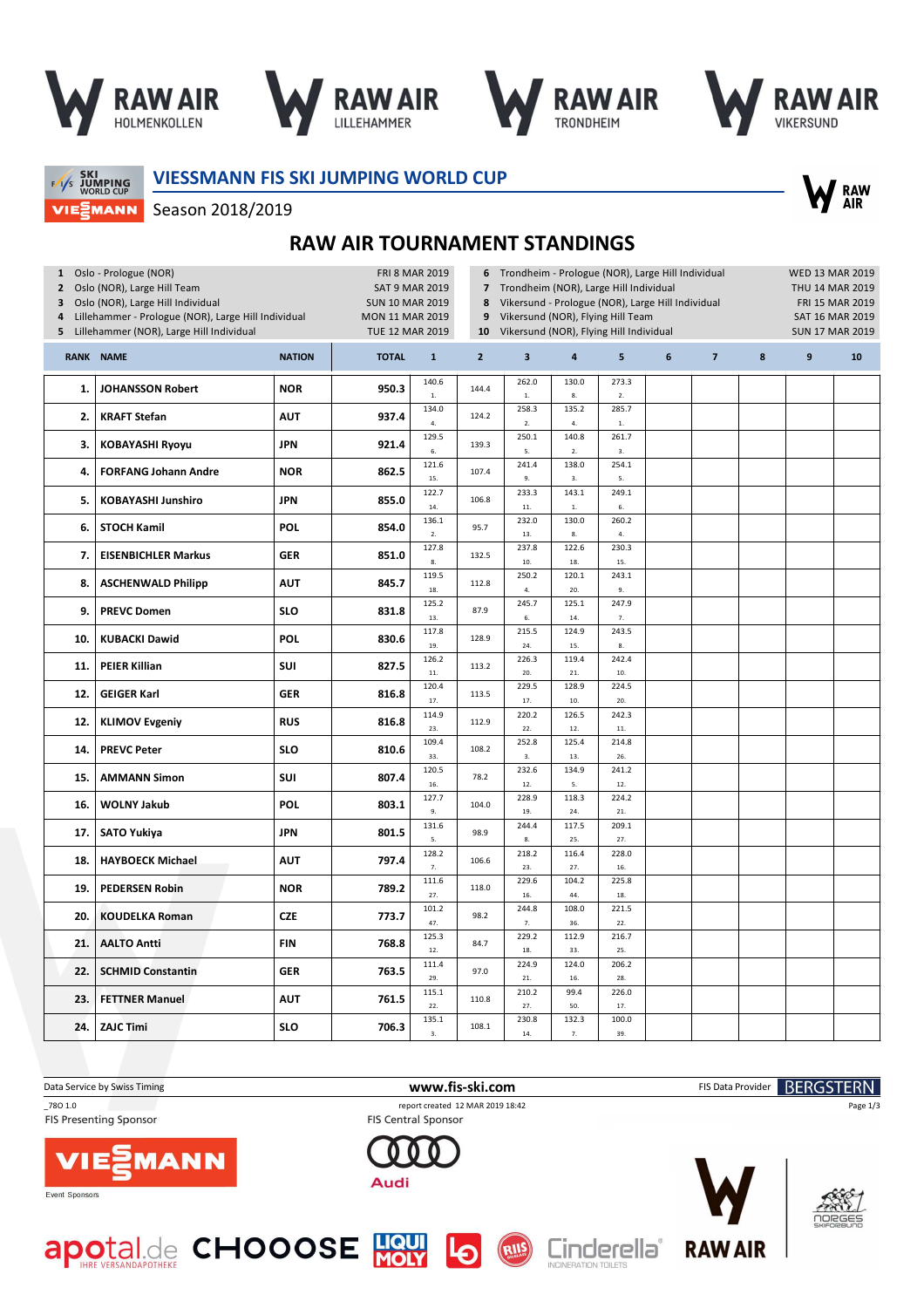RAW AIR HOLMENKOLLEN | RAW AIR LILLEHAMMER | RAW AIR TRONDHEIM | RAW AIR VIKERSUND

## VIESSMANN FIS SKI JUMPING WORLD CUP

Season 2018/2019

# RAW AIR TOURNAMENT STANDINGS

| | | |
|---|---|---|
| 1 | Oslo - Prologue (NOR) | FRI 8 MAR 2019 |
| 2 | Oslo (NOR), Large Hill Team | SAT 9 MAR 2019 |
| 3 | Oslo (NOR), Large Hill Individual | SUN 10 MAR 2019 |
| 4 | Lillehammer - Prologue (NOR), Large Hill Individual | MON 11 MAR 2019 |
| 5 | Lillehammer (NOR), Large Hill Individual | TUE 12 MAR 2019 |
| 6 | Trondheim - Prologue (NOR), Large Hill Individual | WED 13 MAR 2019 |
| 7 | Trondheim (NOR), Large Hill Individual | THU 14 MAR 2019 |
| 8 | Vikersund - Prologue (NOR), Large Hill Individual | FRI 15 MAR 2019 |
| 9 | Vikersund (NOR), Flying Hill Team | SAT 16 MAR 2019 |
| 10 | Vikersund (NOR), Flying Hill Individual | SUN 17 MAR 2019 |

| RANK | NAME | NATION | TOTAL | 1 | 2 | 3 | 4 | 5 | 6 | 7 | 8 | 9 | 10 |
|---|---|---|---|---|---|---|---|---|---|---|---|---|---|
| 1. | JOHANSSON Robert | NOR | 950.3 | 140.6 1. | 144.4 | 262.0 1. | 130.0 8. | 273.3 2. | | | | | |
| 2. | KRAFT Stefan | AUT | 937.4 | 134.0 4. | 124.2 | 258.3 2. | 135.2 4. | 285.7 1. | | | | | |
| 3. | KOBAYASHI Ryoyu | JPN | 921.4 | 129.5 6. | 139.3 | 250.1 5. | 140.8 2. | 261.7 3. | | | | | |
| 4. | FORFANG Johann Andre | NOR | 862.5 | 121.6 15. | 107.4 | 241.4 9. | 138.0 3. | 254.1 5. | | | | | |
| 5. | KOBAYASHI Junshiro | JPN | 855.0 | 122.7 14. | 106.8 | 233.3 11. | 143.1 1. | 249.1 6. | | | | | |
| 6. | STOCH Kamil | POL | 854.0 | 136.1 2. | 95.7 | 232.0 13. | 130.0 8. | 260.2 4. | | | | | |
| 7. | EISENBICHLER Markus | GER | 851.0 | 127.8 8. | 132.5 | 237.8 10. | 122.6 18. | 230.3 15. | | | | | |
| 8. | ASCHENWALD Philipp | AUT | 845.7 | 119.5 18. | 112.8 | 250.2 4. | 120.1 20. | 243.1 9. | | | | | |
| 9. | PREVC Domen | SLO | 831.8 | 125.2 13. | 87.9 | 245.7 6. | 125.1 14. | 247.9 7. | | | | | |
| 10. | KUBACKI Dawid | POL | 830.6 | 117.8 19. | 128.9 | 215.5 24. | 124.9 15. | 243.5 8. | | | | | |
| 11. | PEIER Killian | SUI | 827.5 | 126.2 11. | 113.2 | 226.3 20. | 119.4 21. | 242.4 10. | | | | | |
| 12. | GEIGER Karl | GER | 816.8 | 120.4 17. | 113.5 | 229.5 17. | 128.9 10. | 224.5 20. | | | | | |
| 12. | KLIMOV Evgeniy | RUS | 816.8 | 114.9 23. | 112.9 | 220.2 22. | 126.5 12. | 242.3 11. | | | | | |
| 14. | PREVC Peter | SLO | 810.6 | 109.4 33. | 108.2 | 252.8 3. | 125.4 13. | 214.8 26. | | | | | |
| 15. | AMMANN Simon | SUI | 807.4 | 120.5 16. | 78.2 | 232.6 12. | 134.9 5. | 241.2 12. | | | | | |
| 16. | WOLNY Jakub | POL | 803.1 | 127.7 9. | 104.0 | 228.9 19. | 118.3 24. | 224.2 21. | | | | | |
| 17. | SATO Yukiya | JPN | 801.5 | 131.6 5. | 98.9 | 244.4 8. | 117.5 25. | 209.1 27. | | | | | |
| 18. | HAYBOECK Michael | AUT | 797.4 | 128.2 7. | 106.6 | 218.2 23. | 116.4 27. | 228.0 16. | | | | | |
| 19. | PEDERSEN Robin | NOR | 789.2 | 111.6 27. | 118.0 | 229.6 16. | 104.2 44. | 225.8 18. | | | | | |
| 20. | KOUDELKA Roman | CZE | 773.7 | 101.2 47. | 98.2 | 244.8 7. | 108.0 36. | 221.5 22. | | | | | |
| 21. | AALTO Antti | FIN | 768.8 | 125.3 12. | 84.7 | 229.2 18. | 112.9 33. | 216.7 25. | | | | | |
| 22. | SCHMID Constantin | GER | 763.5 | 111.4 29. | 97.0 | 224.9 21. | 124.0 16. | 206.2 28. | | | | | |
| 23. | FETTNER Manuel | AUT | 761.5 | 115.1 22. | 110.8 | 210.2 27. | 99.4 50. | 226.0 17. | | | | | |
| 24. | ZAJC Timi | SLO | 706.3 | 135.1 3. | 108.1 | 230.8 14. | 132.3 7. | 100.0 39. | | | | | |

Data Service by Swiss Timing | www.fis-ski.com | FIS Data Provider BERGSTERN

_78O 1.0 | report created 12 MAR 2019 18:42

FIS Presenting Sponsor: VIESSMANN | FIS Central Sponsor: Audi

Event Sponsors: apotal.de CHOOOSE LIQUI MOLY Cinderella RAW AIR NORGES SKIFORBUND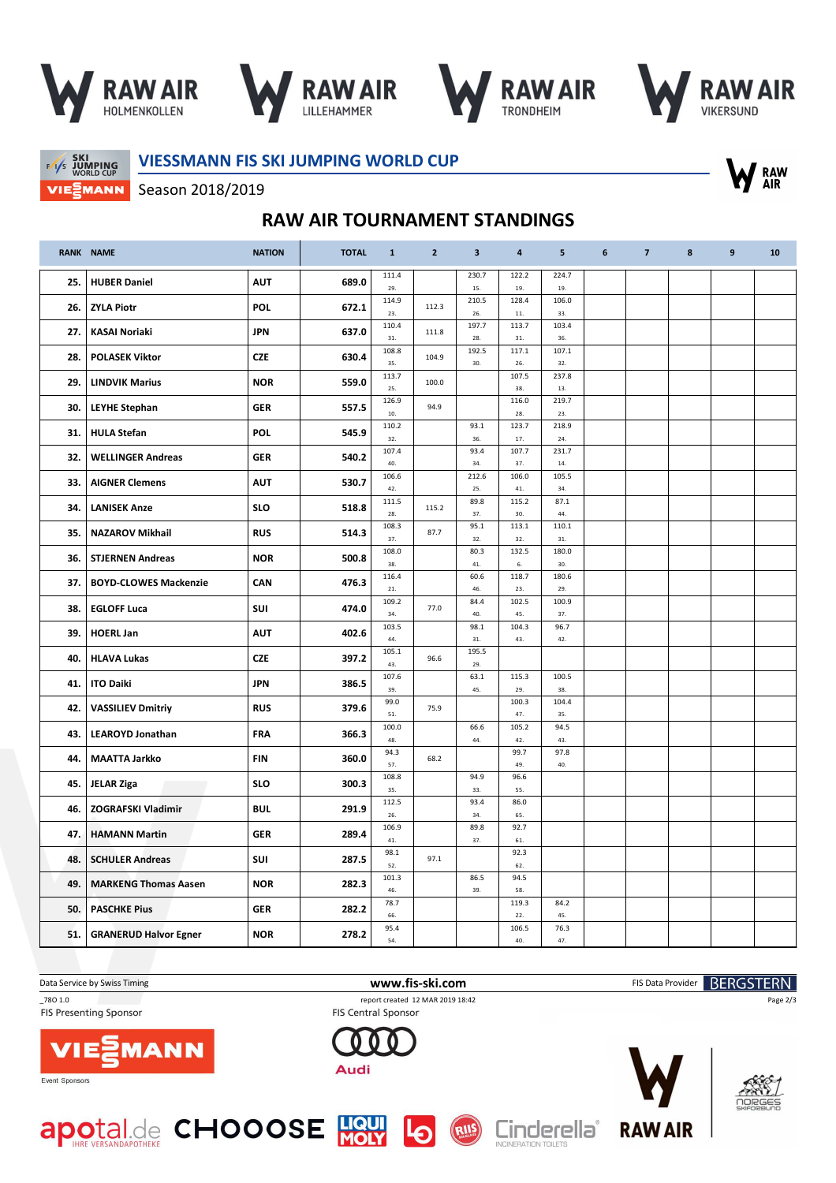## VIESSMANN FIS SKI JUMPING WORLD CUP

Season 2018/2019

# RAW AIR TOURNAMENT STANDINGS

| RANK | NAME | NATION | TOTAL | 1 | 2 | 3 | 4 | 5 | 6 | 7 | 8 | 9 | 10 |
|---|---|---|---|---|---|---|---|---|---|---|---|---|---|
| 25. | HUBER Daniel | AUT | 689.0 | 111.4 29. | | 230.7 15. | 122.2 19. | 224.7 19. | | | | | |
| 26. | ZYLA Piotr | POL | 672.1 | 114.9 23. | 112.3 | 210.5 26. | 128.4 11. | 106.0 33. | | | | | |
| 27. | KASAI Noriaki | JPN | 637.0 | 110.4 31. | 111.8 | 197.7 28. | 113.7 31. | 103.4 36. | | | | | |
| 28. | POLASEK Viktor | CZE | 630.4 | 108.8 35. | 104.9 | 192.5 30. | 117.1 26. | 107.1 32. | | | | | |
| 29. | LINDVIK Marius | NOR | 559.0 | 113.7 25. | 100.0 | | 107.5 38. | 237.8 13. | | | | | |
| 30. | LEYHE Stephan | GER | 557.5 | 126.9 10. | 94.9 | | 116.0 28. | 219.7 23. | | | | | |
| 31. | HULA Stefan | POL | 545.9 | 110.2 32. | | 93.1 36. | 123.7 17. | 218.9 24. | | | | | |
| 32. | WELLINGER Andreas | GER | 540.2 | 107.4 40. | | 93.4 34. | 107.7 37. | 231.7 14. | | | | | |
| 33. | AIGNER Clemens | AUT | 530.7 | 106.6 42. | | 212.6 25. | 106.0 41. | 105.5 34. | | | | | |
| 34. | LANISEK Anze | SLO | 518.8 | 111.5 28. | 115.2 | 89.8 37. | 115.2 30. | 87.1 44. | | | | | |
| 35. | NAZAROV Mikhail | RUS | 514.3 | 108.3 37. | 87.7 | 95.1 32. | 113.1 32. | 110.1 31. | | | | | |
| 36. | STJERNEN Andreas | NOR | 500.8 | 108.0 38. | | 80.3 41. | 132.5 6. | 180.0 30. | | | | | |
| 37. | BOYD-CLOWES Mackenzie | CAN | 476.3 | 116.4 21. | | 60.6 46. | 118.7 23. | 180.6 29. | | | | | |
| 38. | EGLOFF Luca | SUI | 474.0 | 109.2 34. | 77.0 | 84.4 40. | 102.5 45. | 100.9 37. | | | | | |
| 39. | HOERL Jan | AUT | 402.6 | 103.5 44. | | 98.1 31. | 104.3 43. | 96.7 42. | | | | | |
| 40. | HLAVA Lukas | CZE | 397.2 | 105.1 43. | 96.6 | 195.5 29. | | | | | | | |
| 41. | ITO Daiki | JPN | 386.5 | 107.6 39. | | 63.1 45. | 115.3 29. | 100.5 38. | | | | | |
| 42. | VASSILIEV Dmitriy | RUS | 379.6 | 99.0 51. | 75.9 | | 100.3 47. | 104.4 35. | | | | | |
| 43. | LEAROYD Jonathan | FRA | 366.3 | 100.0 48. | | 66.6 44. | 105.2 42. | 94.5 43. | | | | | |
| 44. | MAATTA Jarkko | FIN | 360.0 | 94.3 57. | 68.2 | | 99.7 49. | 97.8 40. | | | | | |
| 45. | JELAR Ziga | SLO | 300.3 | 108.8 35. | | 94.9 33. | 96.6 55. | | | | | | |
| 46. | ZOGRAFSKI Vladimir | BUL | 291.9 | 112.5 26. | | 93.4 34. | 86.0 65. | | | | | | |
| 47. | HAMANN Martin | GER | 289.4 | 106.9 41. | | 89.8 37. | 92.7 61. | | | | | | |
| 48. | SCHULER Andreas | SUI | 287.5 | 98.1 52. | 97.1 | | 92.3 62. | | | | | | |
| 49. | MARKENG Thomas Aasen | NOR | 282.3 | 101.3 46. | | 86.5 39. | 94.5 58. | | | | | | |
| 50. | PASCHKE Pius | GER | 282.2 | 78.7 66. | | | 119.3 22. | 84.2 45. | | | | | |
| 51. | GRANERUD Halvor Egner | NOR | 278.2 | 95.4 54. | | | 106.5 40. | 76.3 47. | | | | | |

Data Service by Swiss Timing — www.fis-ski.com — FIS Data Provider BERGSTERN

_78O 1.0 — report created 12 MAR 2019 18:42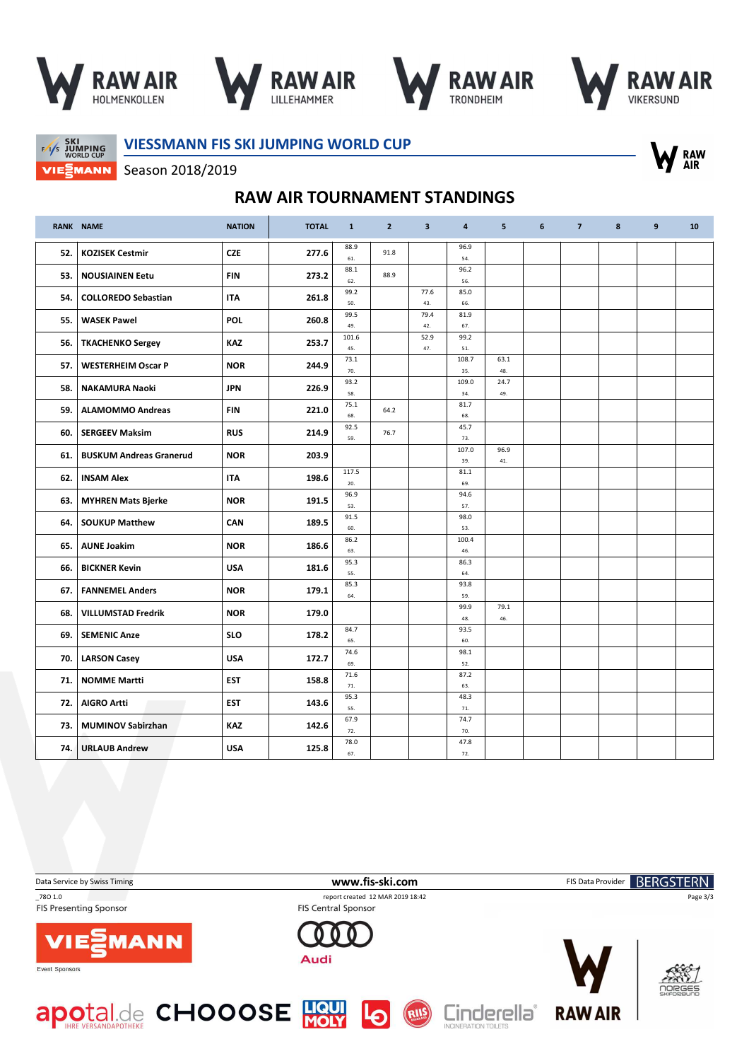# VIESSMANN FIS SKI JUMPING WORLD CUP

Season 2018/2019

## RAW AIR TOURNAMENT STANDINGS

| RANK | NAME | NATION | TOTAL | 1 | 2 | 3 | 4 | 5 | 6 | 7 | 8 | 9 | 10 |
|---|---|---|---|---|---|---|---|---|---|---|---|---|---|
| 52. | KOZISEK Cestmir | CZE | 277.6 | 88.9 61. | 91.8 | | 96.9 54. | | | | | | |
| 53. | NOUSIAINEN Eetu | FIN | 273.2 | 88.1 62. | 88.9 | | 96.2 56. | | | | | | |
| 54. | COLLOREDO Sebastian | ITA | 261.8 | 99.2 50. | | 77.6 43. | 85.0 66. | | | | | | |
| 55. | WASEK Pawel | POL | 260.8 | 99.5 49. | | 79.4 42. | 81.9 67. | | | | | | |
| 56. | TKACHENKO Sergey | KAZ | 253.7 | 101.6 45. | | 52.9 47. | 99.2 51. | | | | | | |
| 57. | WESTERHEIM Oscar P | NOR | 244.9 | 73.1 70. | | | 108.7 35. | 63.1 48. | | | | | |
| 58. | NAKAMURA Naoki | JPN | 226.9 | 93.2 58. | | | 109.0 34. | 24.7 49. | | | | | |
| 59. | ALAMOMMO Andreas | FIN | 221.0 | 75.1 68. | 64.2 | | 81.7 68. | | | | | | |
| 60. | SERGEEV Maksim | RUS | 214.9 | 92.5 59. | 76.7 | | 45.7 73. | | | | | | |
| 61. | BUSKUM Andreas Granerud | NOR | 203.9 | | | | 107.0 39. | 96.9 41. | | | | | |
| 62. | INSAM Alex | ITA | 198.6 | 117.5 20. | | | 81.1 69. | | | | | | |
| 63. | MYHREN Mats Bjerke | NOR | 191.5 | 96.9 53. | | | 94.6 57. | | | | | | |
| 64. | SOUKUP Matthew | CAN | 189.5 | 91.5 60. | | | 98.0 53. | | | | | | |
| 65. | AUNE Joakim | NOR | 186.6 | 86.2 63. | | | 100.4 46. | | | | | | |
| 66. | BICKNER Kevin | USA | 181.6 | 95.3 55. | | | 86.3 64. | | | | | | |
| 67. | FANNEMEL Anders | NOR | 179.1 | 85.3 64. | | | 93.8 59. | | | | | | |
| 68. | VILLUMSTAD Fredrik | NOR | 179.0 | | | | 99.9 48. | 79.1 46. | | | | | |
| 69. | SEMENIC Anze | SLO | 178.2 | 84.7 65. | | | 93.5 60. | | | | | | |
| 70. | LARSON Casey | USA | 172.7 | 74.6 69. | | | 98.1 52. | | | | | | |
| 71. | NOMME Martti | EST | 158.8 | 71.6 71. | | | 87.2 63. | | | | | | |
| 72. | AIGRO Artti | EST | 143.6 | 95.3 55. | | | 48.3 71. | | | | | | |
| 73. | MUMINOV Sabirzhan | KAZ | 142.6 | 67.9 72. | | | 74.7 70. | | | | | | |
| 74. | URLAUB Andrew | USA | 125.8 | 78.0 67. | | | 47.8 72. | | | | | | |

Data Service by Swiss Timing

www.fis-ski.com

FIS Data Provider BERGSTERN

_78O 1.0

report created 12 MAR 2019 18:42

FIS Presenting Sponsor

FIS Central Sponsor

Event Sponsors